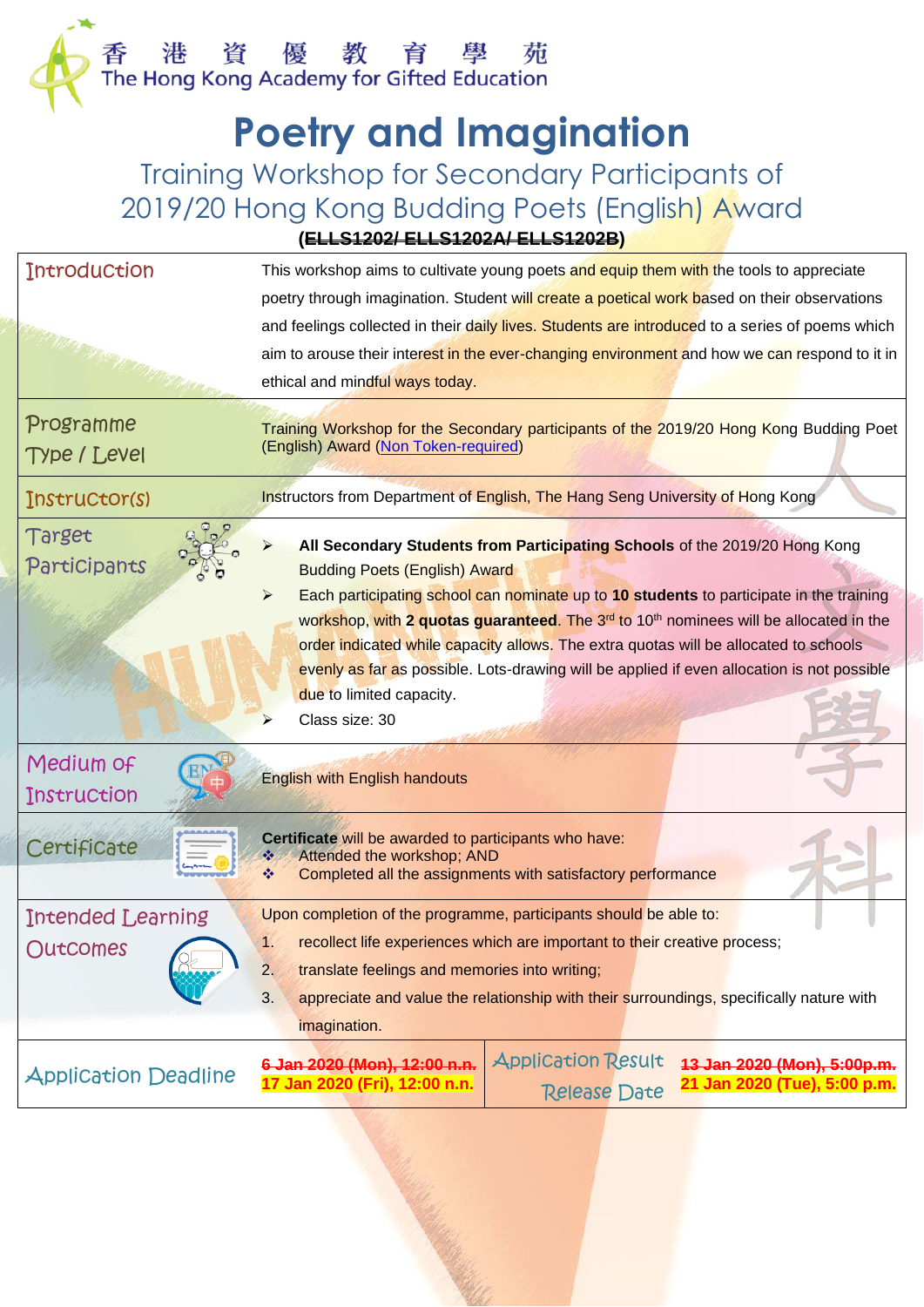香 港 資 優 教 育 學 苑
The Hong Kong Academy for Gifted Education

# Poetry and Imagination

## Training Workshop for Secondary Participants of 2019/20 Hong Kong Budding Poets (English) Award

**(~~ELLS1202/ ELLS1202A/ ELLS1202B~~)**

| | |
|---|---|
| Introduction | This workshop aims to cultivate young poets and equip them with the tools to appreciate poetry through imagination. Student will create a poetical work based on their observations and feelings collected in their daily lives. Students are introduced to a series of poems which aim to arouse their interest in the ever-changing environment and how we can respond to it in ethical and mindful ways today. |
| Programme Type / Level | Training Workshop for the Secondary participants of the 2019/20 Hong Kong Budding Poet (English) Award (Non Token-required) |
| Instructor(s) | Instructors from Department of English, The Hang Seng University of Hong Kong |
| Target Participants | ➢ **All Secondary Students from Participating Schools** of the 2019/20 Hong Kong Budding Poets (English) Award<br>➢ Each participating school can nominate up to **10 students** to participate in the training workshop, with **2 quotas guaranteed**. The 3rd to 10th nominees will be allocated in the order indicated while capacity allows. The extra quotas will be allocated to schools evenly as far as possible. Lots-drawing will be applied if even allocation is not possible due to limited capacity.<br>➢ Class size: 30 |
| Medium of Instruction | English with English handouts |
| Certificate | **Certificate** will be awarded to participants who have:<br>❖ Attended the workshop; AND<br>❖ Completed all the assignments with satisfactory performance |
| Intended Learning Outcomes | Upon completion of the programme, participants should be able to:<br>1. recollect life experiences which are important to their creative process;<br>2. translate feelings and memories into writing;<br>3. appreciate and value the relationship with their surroundings, specifically nature with imagination. |

| | | | |
|---|---|---|---|
| Application Deadline | ~~6 Jan 2020 (Mon), 12:00 n.n.~~<br>**17 Jan 2020 (Fri), 12:00 n.n.** | Application Result Release Date | ~~13 Jan 2020 (Mon), 5:00p.m.~~<br>**21 Jan 2020 (Tue), 5:00 p.m.** |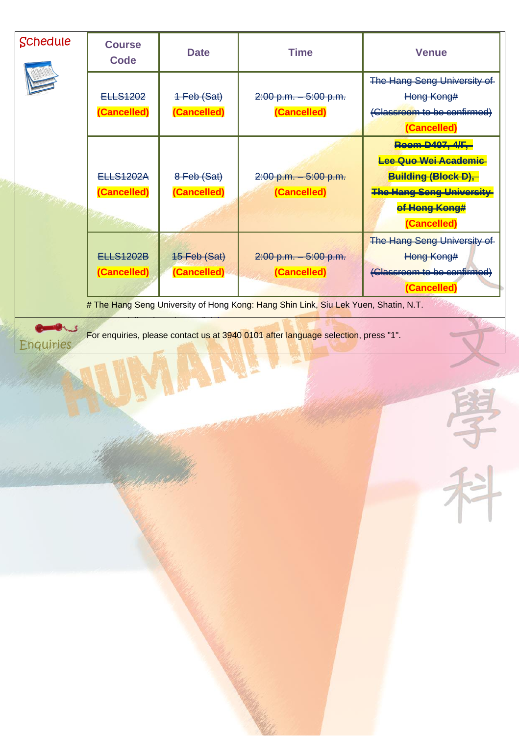## Schedule

| Course Code | Date | Time | Venue |
|---|---|---|---|
| ~~ELLS1202~~ **(Cancelled)** | ~~1 Feb (Sat)~~ **(Cancelled)** | ~~2:00 p.m. – 5:00 p.m.~~ **(Cancelled)** | ~~The Hang Seng University of Hong Kong# (Classroom to be confirmed)~~ **(Cancelled)** |
| ~~ELLS1202A~~ **(Cancelled)** | ~~8 Feb (Sat)~~ **(Cancelled)** | ~~2:00 p.m. – 5:00 p.m.~~ **(Cancelled)** | ~~**Room D407, 4/F, Lee Quo Wei Academic Building (Block D), The Hang Seng University of Hong Kong#**~~ **(Cancelled)** |
| ~~ELLS1202B~~ **(Cancelled)** | ~~15 Feb (Sat)~~ **(Cancelled)** | ~~2:00 p.m. – 5:00 p.m.~~ **(Cancelled)** | ~~The Hang Seng University of Hong Kong# (Classroom to be confirmed)~~ **(Cancelled)** |

# The Hang Seng University of Hong Kong: Hang Shin Link, Siu Lek Yuen, Shatin, N.T.

## Enquiries

For enquiries, please contact us at 3940 0101 after language selection, press "1".